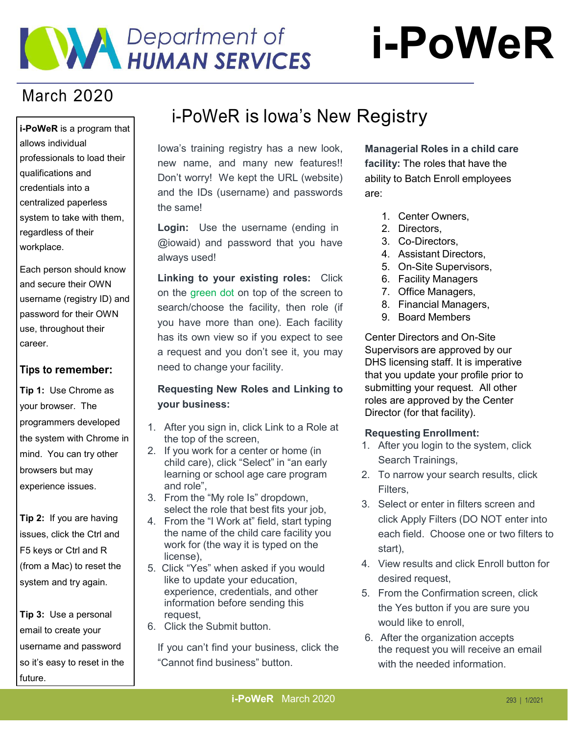# Iowa Department of Human Services

# i-PoWeR

March 2020

**i-PoWeR** is a program that allows individual professionals to load their qualifications and credentials into a centralized paperless system to take with them, regardless of their workplace.

Each person should know and secure their OWN username (registry ID) and password for their OWN use, throughout their career.

### Tips to remember:

**Tip 1:** Use Chrome as your browser. The programmers developed the system with Chrome in mind. You can try other browsers but may experience issues.

**Tip 2:** If you are having issues, click the Ctrl and F5 keys or Ctrl and R (from a Mac) to reset the system and try again.

**Tip 3:** Use a personal email to create your username and password so it's easy to reset in the future.

## i-PoWeR is Iowa's New Registry

Iowa's training registry has a new look, new name, and many new features!! Don't worry! We kept the URL (website) and the IDs (username) and passwords the same!

**Login:** Use the username (ending in @iowaid) and password that you have always used!

**Linking to your existing roles:** Click on the green dot on top of the screen to search/choose the facility, then role (if you have more than one). Each facility has its own view so if you expect to see a request and you don't see it, you may need to change your facility.

**Requesting New Roles and Linking to your business:**

1. After you sign in, click Link to a Role at the top of the screen,
2. If you work for a center or home (in child care), click "Select" in "an early learning or school age care program and role",
3. From the "My role Is" dropdown, select the role that best fits your job,
4. From the "I Work at" field, start typing the name of the child care facility you work for (the way it is typed on the license),
5. Click "Yes" when asked if you would like to update your education, experience, credentials, and other information before sending this request,
6. Click the Submit button.

If you can't find your business, click the "Cannot find business" button.

**Managerial Roles in a child care facility:** The roles that have the ability to Batch Enroll employees are:

1. Center Owners,
2. Directors,
3. Co-Directors,
4. Assistant Directors,
5. On-Site Supervisors,
6. Facility Managers
7. Office Managers,
8. Financial Managers,
9. Board Members

Center Directors and On-Site Supervisors are approved by our DHS licensing staff. It is imperative that you update your profile prior to submitting your request. All other roles are approved by the Center Director (for that facility).

**Requesting Enrollment:**

1. After you login to the system, click Search Trainings,
2. To narrow your search results, click Filters,
3. Select or enter in filters screen and click Apply Filters (DO NOT enter into each field. Choose one or two filters to start),
4. View results and click Enroll button for desired request,
5. From the Confirmation screen, click the Yes button if you are sure you would like to enroll,
6. After the organization accepts the request you will receive an email with the needed information.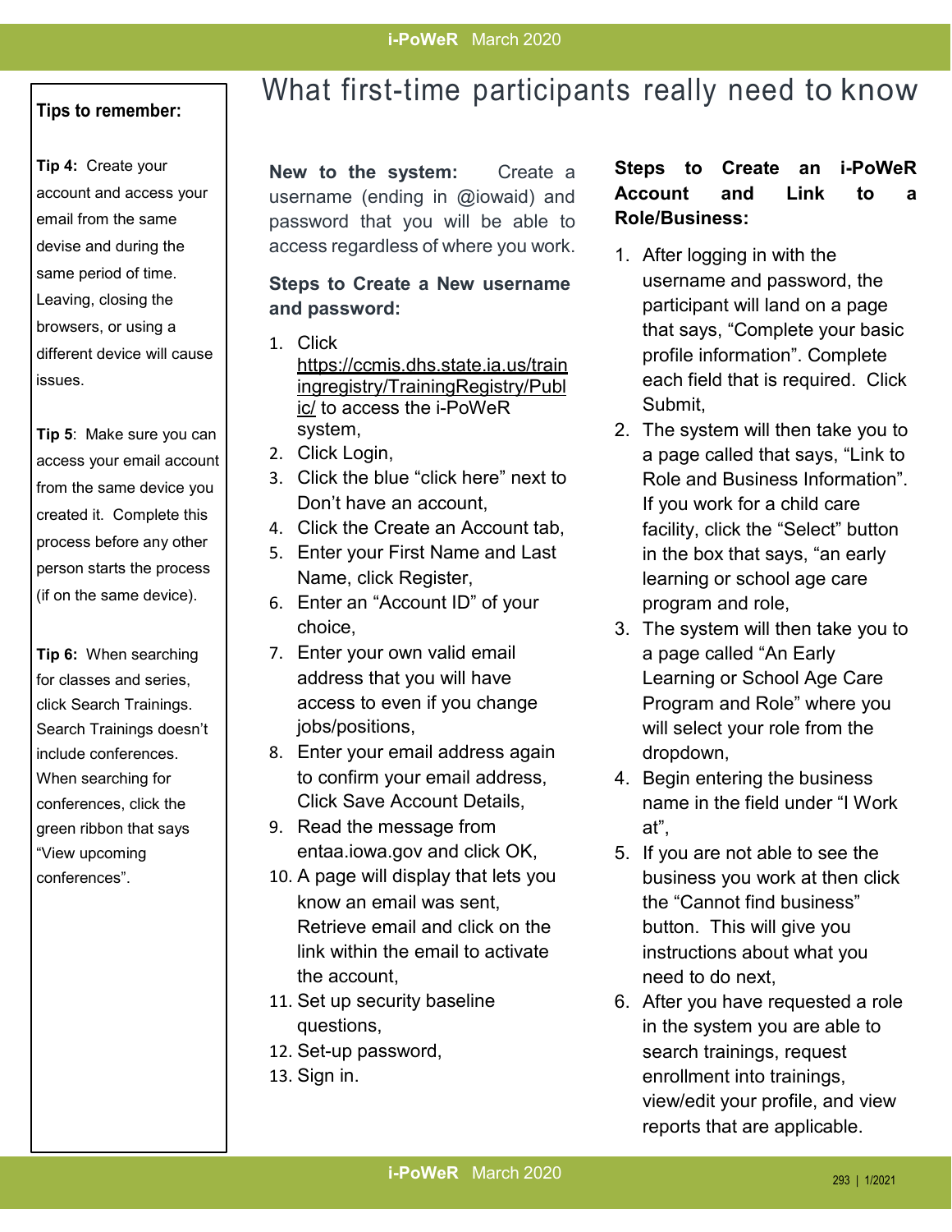# What first-time participants really need to know

**Tips to remember:**

**Tip 4:** Create your account and access your email from the same devise and during the same period of time. Leaving, closing the browsers, or using a different device will cause issues.

**Tip 5**: Make sure you can access your email account from the same device you created it. Complete this process before any other person starts the process (if on the same device).

**Tip 6:** When searching for classes and series, click Search Trainings. Search Trainings doesn't include conferences. When searching for conferences, click the green ribbon that says "View upcoming conferences".

**New to the system:** Create a username (ending in @iowaid) and password that you will be able to access regardless of where you work.

**Steps to Create a New username and password:**

1. Click https://ccmis.dhs.state.ia.us/trainingregistry/TrainingRegistry/Public/ to access the i-PoWeR system,
2. Click Login,
3. Click the blue "click here" next to Don't have an account,
4. Click the Create an Account tab,
5. Enter your First Name and Last Name, click Register,
6. Enter an "Account ID" of your choice,
7. Enter your own valid email address that you will have access to even if you change jobs/positions,
8. Enter your email address again to confirm your email address, Click Save Account Details,
9. Read the message from entaa.iowa.gov and click OK,
10. A page will display that lets you know an email was sent, Retrieve email and click on the link within the email to activate the account,
11. Set up security baseline questions,
12. Set-up password,
13. Sign in.

**Steps to Create an i-PoWeR Account and Link to a Role/Business:**

1. After logging in with the username and password, the participant will land on a page that says, "Complete your basic profile information". Complete each field that is required. Click Submit,
2. The system will then take you to a page called that says, "Link to Role and Business Information". If you work for a child care facility, click the "Select" button in the box that says, "an early learning or school age care program and role,
3. The system will then take you to a page called "An Early Learning or School Age Care Program and Role" where you will select your role from the dropdown,
4. Begin entering the business name in the field under "I Work at",
5. If you are not able to see the business you work at then click the "Cannot find business" button. This will give you instructions about what you need to do next,
6. After you have requested a role in the system you are able to search trainings, request enrollment into trainings, view/edit your profile, and view reports that are applicable.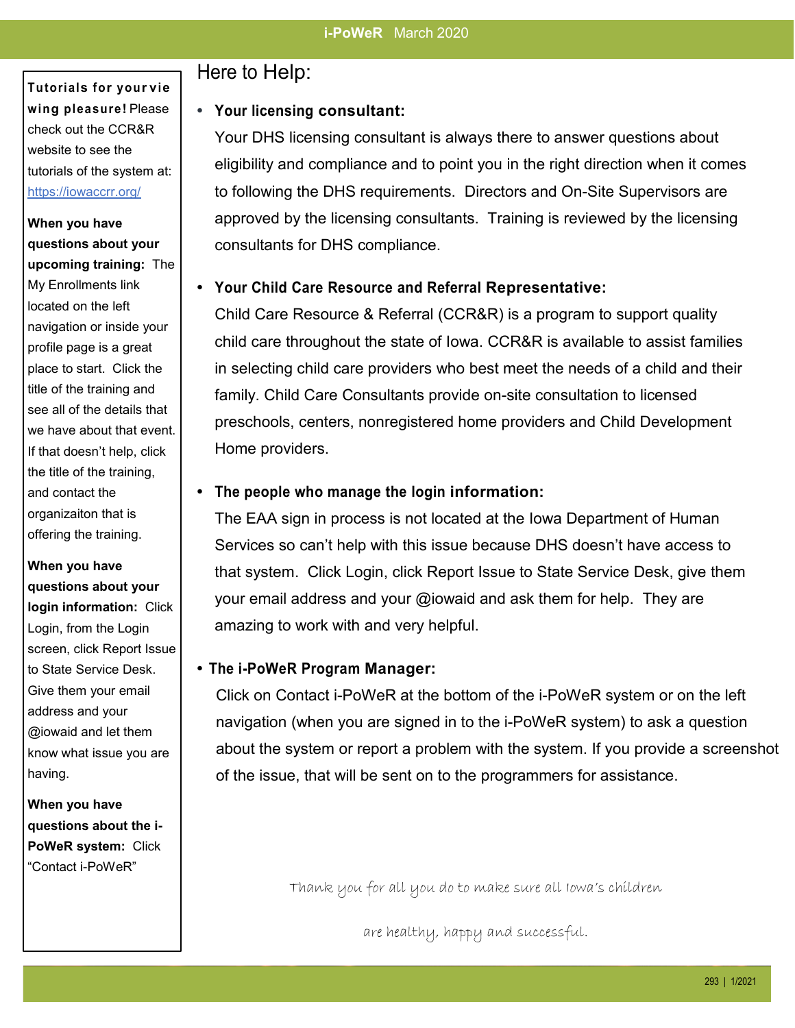## Here to Help:

- **Your licensing consultant:**

  Your DHS licensing consultant is always there to answer questions about eligibility and compliance and to point you in the right direction when it comes to following the DHS requirements. Directors and On-Site Supervisors are approved by the licensing consultants. Training is reviewed by the licensing consultants for DHS compliance.

- **Your Child Care Resource and Referral Representative:**

  Child Care Resource & Referral (CCR&R) is a program to support quality child care throughout the state of Iowa. CCR&R is available to assist families in selecting child care providers who best meet the needs of a child and their family. Child Care Consultants provide on-site consultation to licensed preschools, centers, nonregistered home providers and Child Development Home providers.

- **The people who manage the login information:**

  The EAA sign in process is not located at the Iowa Department of Human Services so can't help with this issue because DHS doesn't have access to that system. Click Login, click Report Issue to State Service Desk, give them your email address and your @iowaid and ask them for help. They are amazing to work with and very helpful.

- **The i-PoWeR Program Manager:**

  Click on Contact i-PoWeR at the bottom of the i-PoWeR system or on the left navigation (when you are signed in to the i-PoWeR system) to ask a question about the system or report a problem with the system. If you provide a screenshot of the issue, that will be sent on to the programmers for assistance.

*Thank you for all you do to make sure all Iowa's children are healthy, happy and successful.*

---

**Tutorials for your viewing pleasure!** Please check out the CCR&R website to see the tutorials of the system at: https://iowaccrr.org/

**When you have questions about your upcoming training:** The My Enrollments link located on the left navigation or inside your profile page is a great place to start. Click the title of the training and see all of the details that we have about that event. If that doesn't help, click the title of the training, and contact the organizaiton that is offering the training.

**When you have questions about your login information:** Click Login, from the Login screen, click Report Issue to State Service Desk. Give them your email address and your @iowaid and let them know what issue you are having.

**When you have questions about the i-PoWeR system:** Click "Contact i-PoWeR"